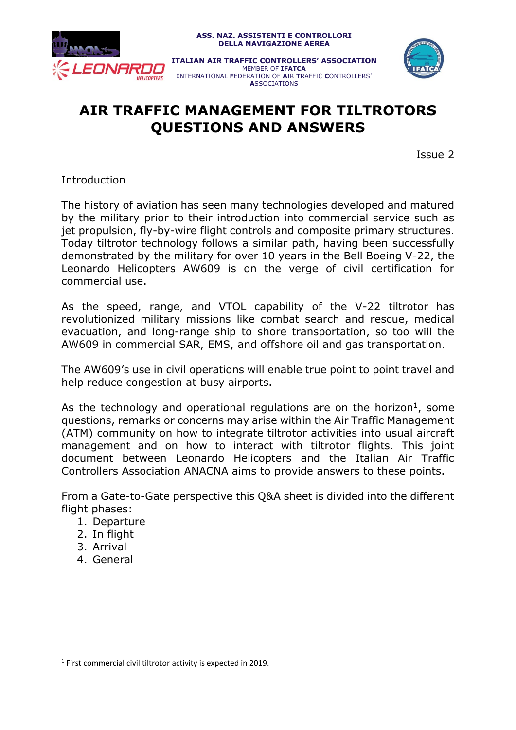ASS. NAZ. ASSISTENTI E CONTROLLORI
DELLA NAVIGAZIONE AEREA

ITALIAN AIR TRAFFIC CONTROLLERS' ASSOCIATION
MEMBER OF IFATCA
INTERNATIONAL FEDERATION OF AIR TRAFFIC CONTROLLERS' ASSOCIATIONS

# AIR TRAFFIC MANAGEMENT FOR TILTROTORS QUESTIONS AND ANSWERS

Issue 2

## Introduction

The history of aviation has seen many technologies developed and matured by the military prior to their introduction into commercial service such as jet propulsion, fly-by-wire flight controls and composite primary structures. Today tiltrotor technology follows a similar path, having been successfully demonstrated by the military for over 10 years in the Bell Boeing V-22, the Leonardo Helicopters AW609 is on the verge of civil certification for commercial use.

As the speed, range, and VTOL capability of the V-22 tiltrotor has revolutionized military missions like combat search and rescue, medical evacuation, and long-range ship to shore transportation, so too will the AW609 in commercial SAR, EMS, and offshore oil and gas transportation.

The AW609's use in civil operations will enable true point to point travel and help reduce congestion at busy airports.

As the technology and operational regulations are on the horizon[1], some questions, remarks or concerns may arise within the Air Traffic Management (ATM) community on how to integrate tiltrotor activities into usual aircraft management and on how to interact with tiltrotor flights. This joint document between Leonardo Helicopters and the Italian Air Traffic Controllers Association ANACNA aims to provide answers to these points.

From a Gate-to-Gate perspective this Q&A sheet is divided into the different flight phases:

1. Departure
2. In flight
3. Arrival
4. General

[1] First commercial civil tiltrotor activity is expected in 2019.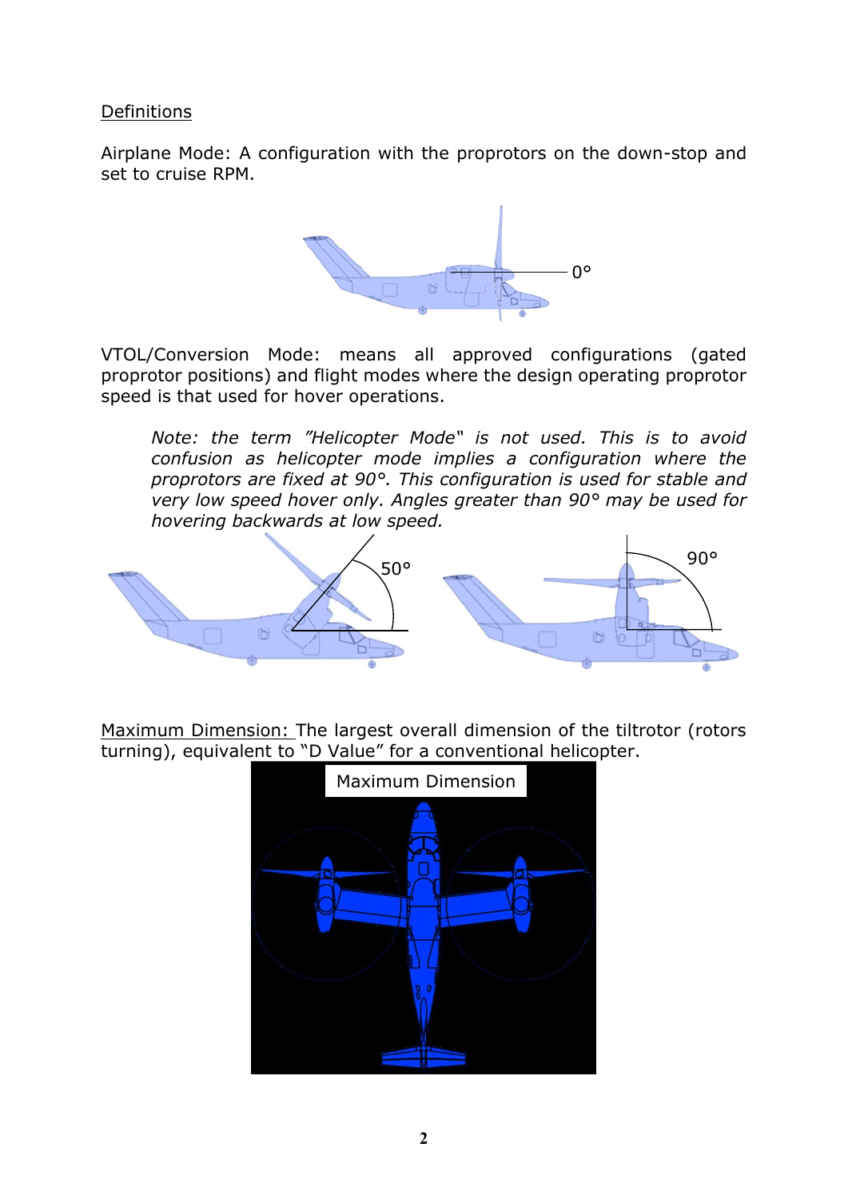Definitions

Airplane Mode: A configuration with the proprotors on the down-stop and set to cruise RPM.

VTOL/Conversion Mode: means all approved configurations (gated proprotor positions) and flight modes where the design operating proprotor speed is that used for hover operations.

> *Note: the term "Helicopter Mode" is not used. This is to avoid confusion as helicopter mode implies a configuration where the proprotors are fixed at 90°. This configuration is used for stable and very low speed hover only. Angles greater than 90° may be used for hovering backwards at low speed.*

Maximum Dimension: The largest overall dimension of the tiltrotor (rotors turning), equivalent to "D Value" for a conventional helicopter.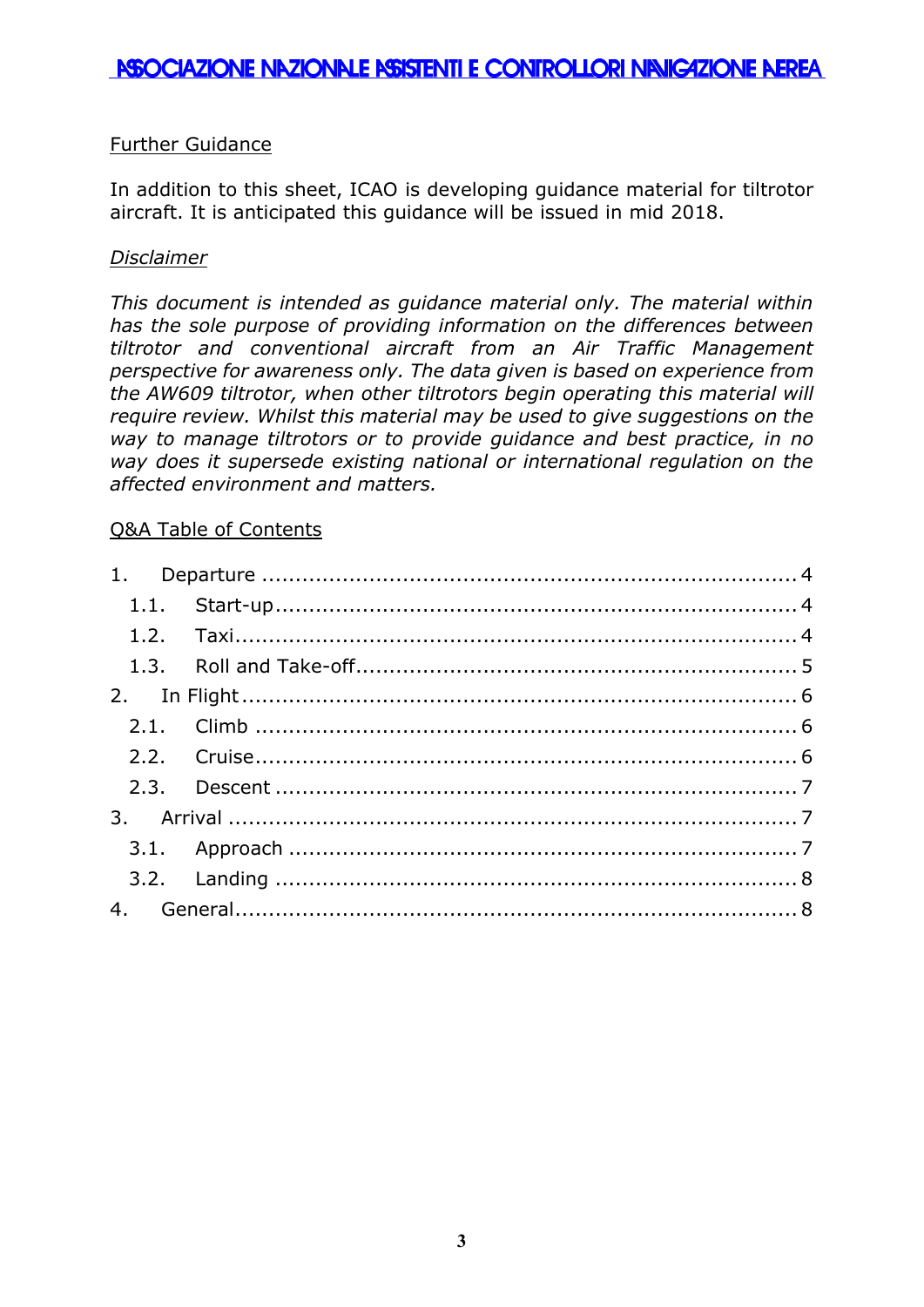## Further Guidance

In addition to this sheet, ICAO is developing guidance material for tiltrotor aircraft. It is anticipated this guidance will be issued in mid 2018.

### *Disclaimer*

*This document is intended as guidance material only. The material within has the sole purpose of providing information on the differences between tiltrotor and conventional aircraft from an Air Traffic Management perspective for awareness only. The data given is based on experience from the AW609 tiltrotor, when other tiltrotors begin operating this material will require review. Whilst this material may be used to give suggestions on the way to manage tiltrotors or to provide guidance and best practice, in no way does it supersede existing national or international regulation on the affected environment and matters.*

## Q&A Table of Contents

1. Departure ..... 4
   1.1. Start-up ..... 4
   1.2. Taxi ..... 4
   1.3. Roll and Take-off ..... 5
2. In Flight ..... 6
   2.1. Climb ..... 6
   2.2. Cruise ..... 6
   2.3. Descent ..... 7
3. Arrival ..... 7
   3.1. Approach ..... 7
   3.2. Landing ..... 8
4. General ..... 8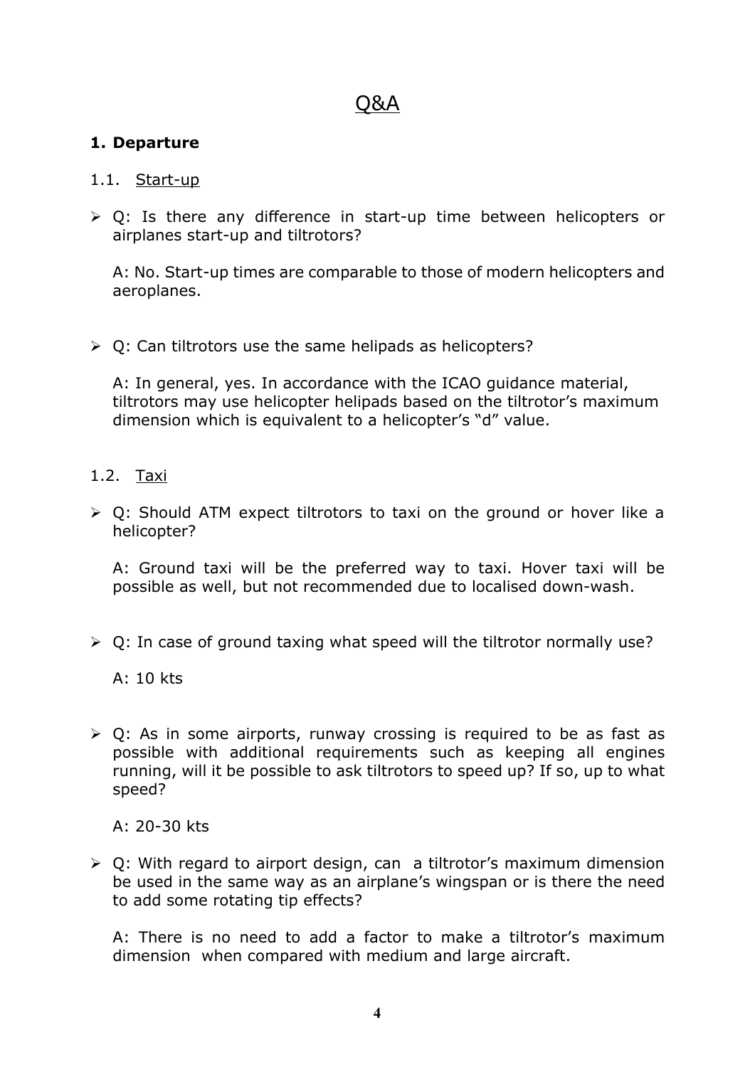# Q&A

## 1. Departure

### 1.1. Start-up

- Q: Is there any difference in start-up time between helicopters or airplanes start-up and tiltrotors?

  A: No. Start-up times are comparable to those of modern helicopters and aeroplanes.

- Q: Can tiltrotors use the same helipads as helicopters?

  A: In general, yes. In accordance with the ICAO guidance material, tiltrotors may use helicopter helipads based on the tiltrotor's maximum dimension which is equivalent to a helicopter's "d" value.

### 1.2. Taxi

- Q: Should ATM expect tiltrotors to taxi on the ground or hover like a helicopter?

  A: Ground taxi will be the preferred way to taxi. Hover taxi will be possible as well, but not recommended due to localised down-wash.

- Q: In case of ground taxing what speed will the tiltrotor normally use?

  A: 10 kts

- Q: As in some airports, runway crossing is required to be as fast as possible with additional requirements such as keeping all engines running, will it be possible to ask tiltrotors to speed up? If so, up to what speed?

  A: 20-30 kts

- Q: With regard to airport design, can a tiltrotor's maximum dimension be used in the same way as an airplane's wingspan or is there the need to add some rotating tip effects?

  A: There is no need to add a factor to make a tiltrotor's maximum dimension when compared with medium and large aircraft.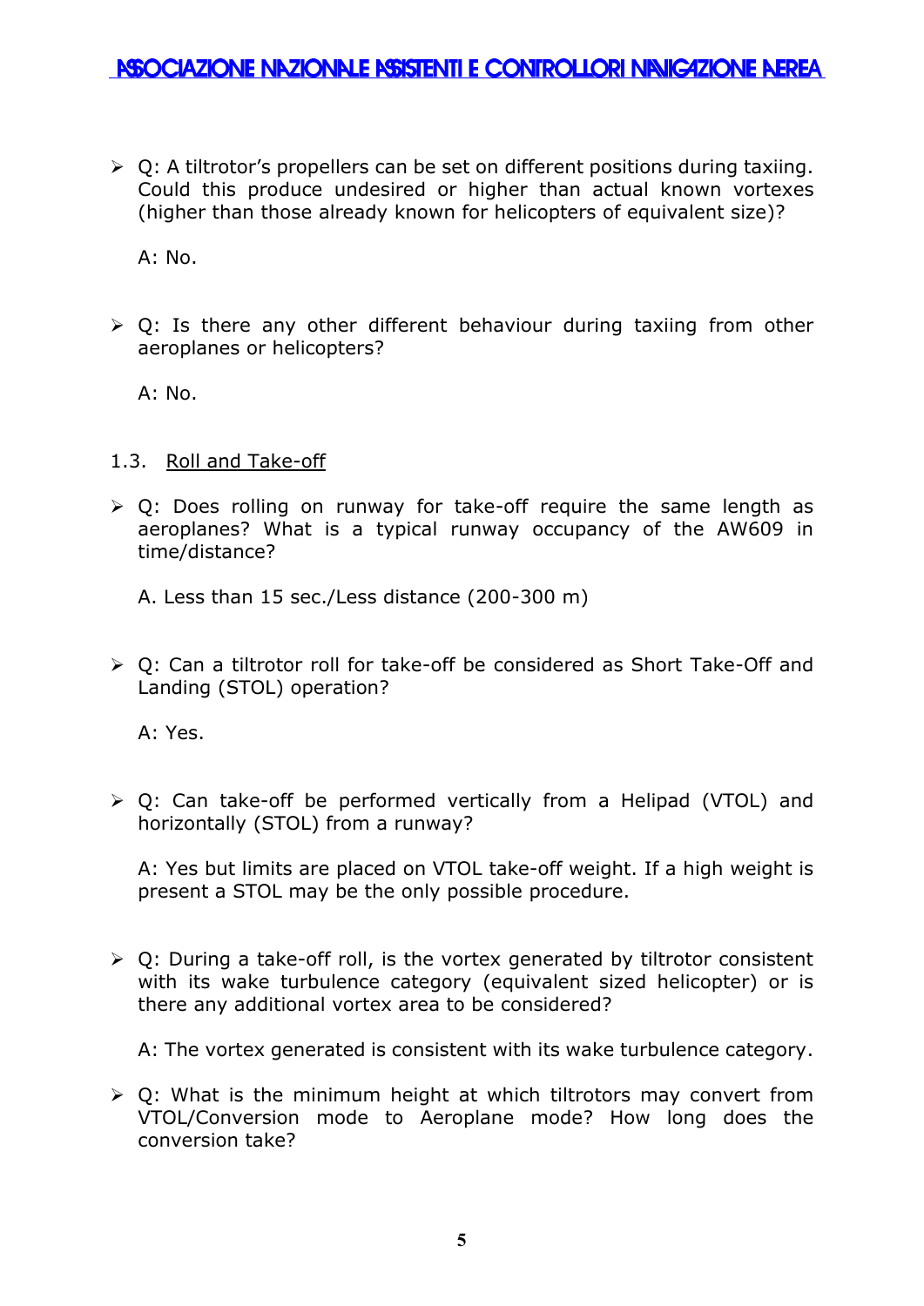- Q: A tiltrotor's propellers can be set on different positions during taxiing. Could this produce undesired or higher than actual known vortexes (higher than those already known for helicopters of equivalent size)?

  A: No.

- Q: Is there any other different behaviour during taxiing from other aeroplanes or helicopters?

  A: No.

### 1.3. Roll and Take-off

- Q: Does rolling on runway for take-off require the same length as aeroplanes? What is a typical runway occupancy of the AW609 in time/distance?

  A. Less than 15 sec./Less distance (200-300 m)

- Q: Can a tiltrotor roll for take-off be considered as Short Take-Off and Landing (STOL) operation?

  A: Yes.

- Q: Can take-off be performed vertically from a Helipad (VTOL) and horizontally (STOL) from a runway?

  A: Yes but limits are placed on VTOL take-off weight. If a high weight is present a STOL may be the only possible procedure.

- Q: During a take-off roll, is the vortex generated by tiltrotor consistent with its wake turbulence category (equivalent sized helicopter) or is there any additional vortex area to be considered?

  A: The vortex generated is consistent with its wake turbulence category.

- Q: What is the minimum height at which tiltrotors may convert from VTOL/Conversion mode to Aeroplane mode? How long does the conversion take?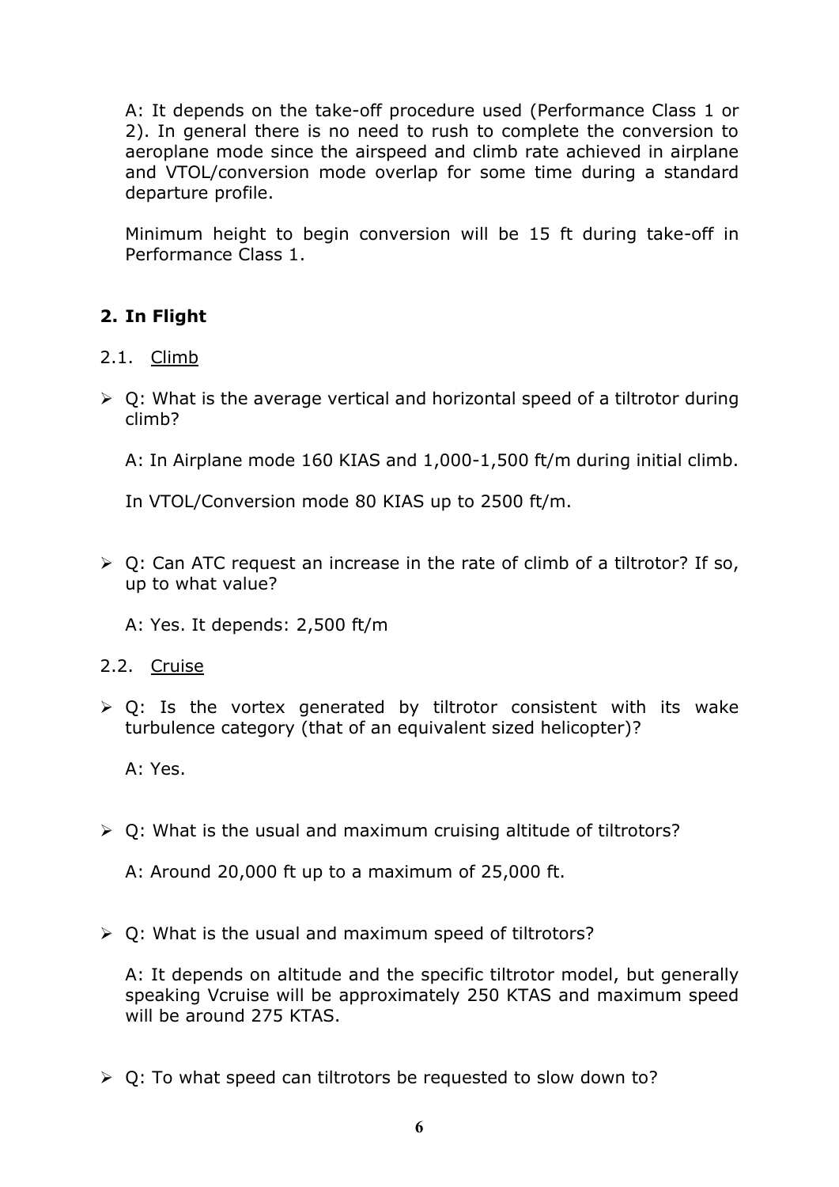A: It depends on the take-off procedure used (Performance Class 1 or 2). In general there is no need to rush to complete the conversion to aeroplane mode since the airspeed and climb rate achieved in airplane and VTOL/conversion mode overlap for some time during a standard departure profile.

Minimum height to begin conversion will be 15 ft during take-off in Performance Class 1.

## 2. In Flight

### 2.1. Climb

- Q: What is the average vertical and horizontal speed of a tiltrotor during climb?

  A: In Airplane mode 160 KIAS and 1,000-1,500 ft/m during initial climb.

  In VTOL/Conversion mode 80 KIAS up to 2500 ft/m.

- Q: Can ATC request an increase in the rate of climb of a tiltrotor? If so, up to what value?

  A: Yes. It depends: 2,500 ft/m

### 2.2. Cruise

- Q: Is the vortex generated by tiltrotor consistent with its wake turbulence category (that of an equivalent sized helicopter)?

  A: Yes.

- Q: What is the usual and maximum cruising altitude of tiltrotors?

  A: Around 20,000 ft up to a maximum of 25,000 ft.

- Q: What is the usual and maximum speed of tiltrotors?

  A: It depends on altitude and the specific tiltrotor model, but generally speaking Vcruise will be approximately 250 KTAS and maximum speed will be around 275 KTAS.

- Q: To what speed can tiltrotors be requested to slow down to?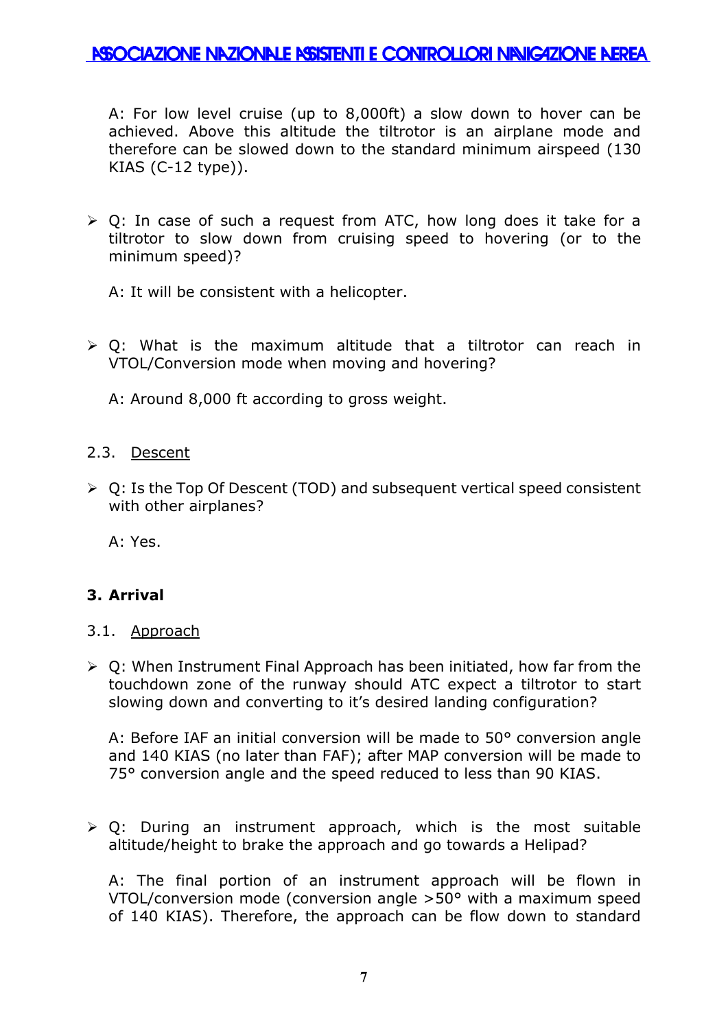A: For low level cruise (up to 8,000ft) a slow down to hover can be achieved. Above this altitude the tiltrotor is an airplane mode and therefore can be slowed down to the standard minimum airspeed (130 KIAS (C-12 type)).

- Q: In case of such a request from ATC, how long does it take for a tiltrotor to slow down from cruising speed to hovering (or to the minimum speed)?

  A: It will be consistent with a helicopter.

- Q: What is the maximum altitude that a tiltrotor can reach in VTOL/Conversion mode when moving and hovering?

  A: Around 8,000 ft according to gross weight.

### 2.3. Descent

- Q: Is the Top Of Descent (TOD) and subsequent vertical speed consistent with other airplanes?

  A: Yes.

## 3. Arrival

### 3.1. Approach

- Q: When Instrument Final Approach has been initiated, how far from the touchdown zone of the runway should ATC expect a tiltrotor to start slowing down and converting to it's desired landing configuration?

  A: Before IAF an initial conversion will be made to 50° conversion angle and 140 KIAS (no later than FAF); after MAP conversion will be made to 75° conversion angle and the speed reduced to less than 90 KIAS.

- Q: During an instrument approach, which is the most suitable altitude/height to brake the approach and go towards a Helipad?

  A: The final portion of an instrument approach will be flown in VTOL/conversion mode (conversion angle >50° with a maximum speed of 140 KIAS). Therefore, the approach can be flow down to standard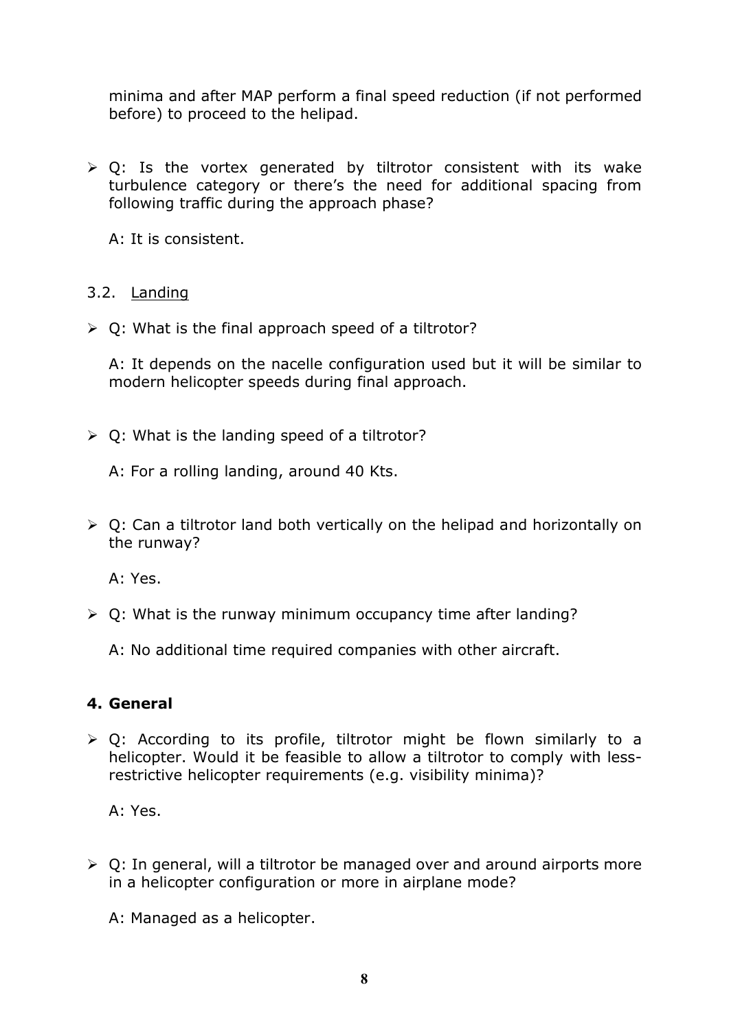minima and after MAP perform a final speed reduction (if not performed before) to proceed to the helipad.

- Q: Is the vortex generated by tiltrotor consistent with its wake turbulence category or there's the need for additional spacing from following traffic during the approach phase?

  A: It is consistent.

### 3.2. Landing

- Q: What is the final approach speed of a tiltrotor?

  A: It depends on the nacelle configuration used but it will be similar to modern helicopter speeds during final approach.

- Q: What is the landing speed of a tiltrotor?

  A: For a rolling landing, around 40 Kts.

- Q: Can a tiltrotor land both vertically on the helipad and horizontally on the runway?

  A: Yes.

- Q: What is the runway minimum occupancy time after landing?

  A: No additional time required companies with other aircraft.

## 4. General

- Q: According to its profile, tiltrotor might be flown similarly to a helicopter. Would it be feasible to allow a tiltrotor to comply with less-restrictive helicopter requirements (e.g. visibility minima)?

  A: Yes.

- Q: In general, will a tiltrotor be managed over and around airports more in a helicopter configuration or more in airplane mode?

  A: Managed as a helicopter.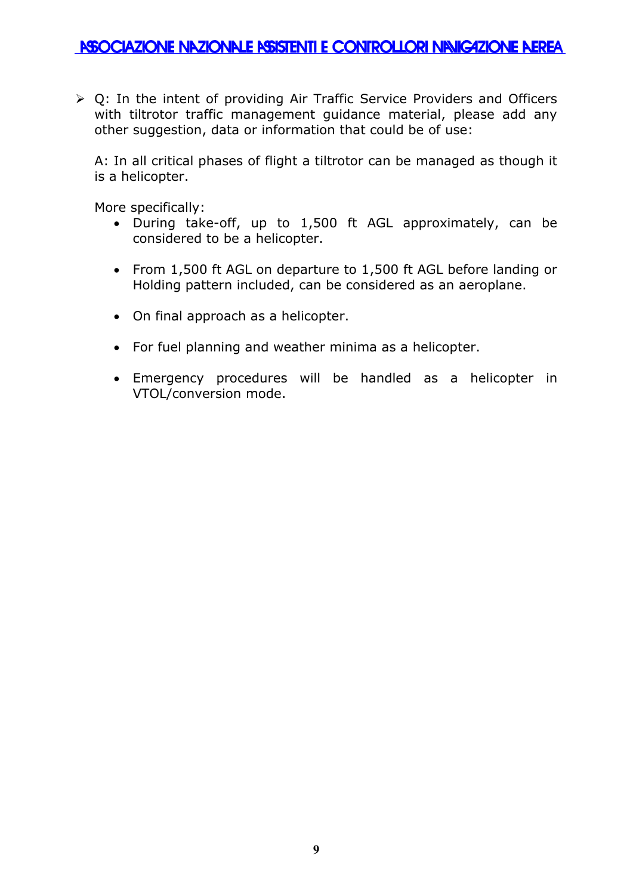- Q: In the intent of providing Air Traffic Service Providers and Officers with tiltrotor traffic management guidance material, please add any other suggestion, data or information that could be of use:

  A: In all critical phases of flight a tiltrotor can be managed as though it is a helicopter.

  More specifically:

  - During take-off, up to 1,500 ft AGL approximately, can be considered to be a helicopter.
  - From 1,500 ft AGL on departure to 1,500 ft AGL before landing or Holding pattern included, can be considered as an aeroplane.
  - On final approach as a helicopter.
  - For fuel planning and weather minima as a helicopter.
  - Emergency procedures will be handled as a helicopter in VTOL/conversion mode.